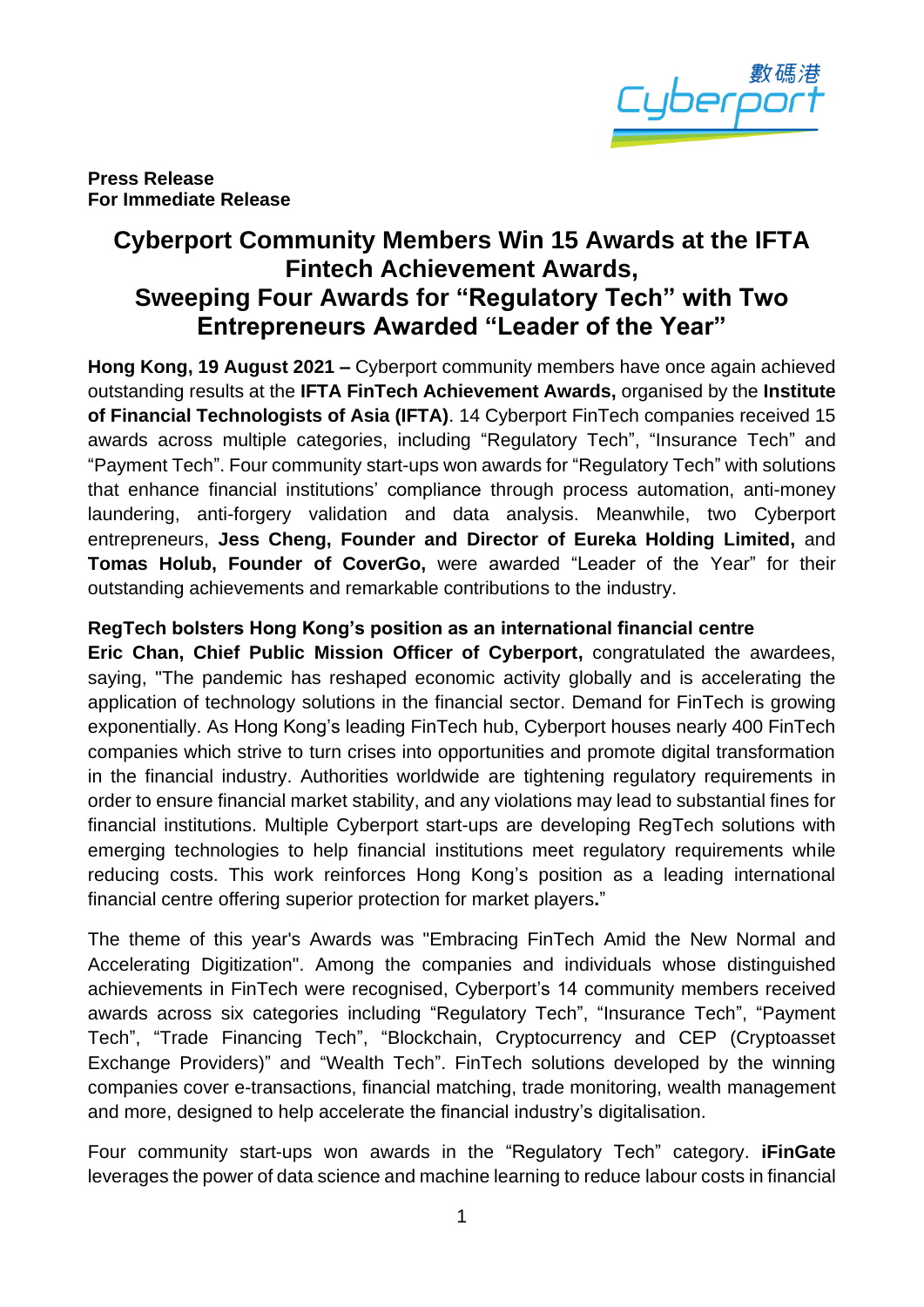**Press Release**
**For Immediate Release**

# Cyberport Community Members Win 15 Awards at the IFTA Fintech Achievement Awards, Sweeping Four Awards for "Regulatory Tech" with Two Entrepreneurs Awarded "Leader of the Year"

**Hong Kong, 19 August 2021 –** Cyberport community members have once again achieved outstanding results at the **IFTA FinTech Achievement Awards,** organised by the **Institute of Financial Technologists of Asia (IFTA)**. 14 Cyberport FinTech companies received 15 awards across multiple categories, including "Regulatory Tech", "Insurance Tech" and "Payment Tech". Four community start-ups won awards for "Regulatory Tech" with solutions that enhance financial institutions' compliance through process automation, anti-money laundering, anti-forgery validation and data analysis. Meanwhile, two Cyberport entrepreneurs, **Jess Cheng, Founder and Director of Eureka Holding Limited,** and **Tomas Holub, Founder of CoverGo,** were awarded "Leader of the Year" for their outstanding achievements and remarkable contributions to the industry.

**RegTech bolsters Hong Kong's position as an international financial centre**

**Eric Chan, Chief Public Mission Officer of Cyberport,** congratulated the awardees, saying, "The pandemic has reshaped economic activity globally and is accelerating the application of technology solutions in the financial sector. Demand for FinTech is growing exponentially. As Hong Kong's leading FinTech hub, Cyberport houses nearly 400 FinTech companies which strive to turn crises into opportunities and promote digital transformation in the financial industry. Authorities worldwide are tightening regulatory requirements in order to ensure financial market stability, and any violations may lead to substantial fines for financial institutions. Multiple Cyberport start-ups are developing RegTech solutions with emerging technologies to help financial institutions meet regulatory requirements while reducing costs. This work reinforces Hong Kong's position as a leading international financial centre offering superior protection for market players**.**"

The theme of this year's Awards was "Embracing FinTech Amid the New Normal and Accelerating Digitization". Among the companies and individuals whose distinguished achievements in FinTech were recognised, Cyberport's 14 community members received awards across six categories including "Regulatory Tech", "Insurance Tech", "Payment Tech", "Trade Financing Tech", "Blockchain, Cryptocurrency and CEP (Cryptoasset Exchange Providers)" and "Wealth Tech". FinTech solutions developed by the winning companies cover e-transactions, financial matching, trade monitoring, wealth management and more, designed to help accelerate the financial industry's digitalisation.

Four community start-ups won awards in the "Regulatory Tech" category. **iFinGate** leverages the power of data science and machine learning to reduce labour costs in financial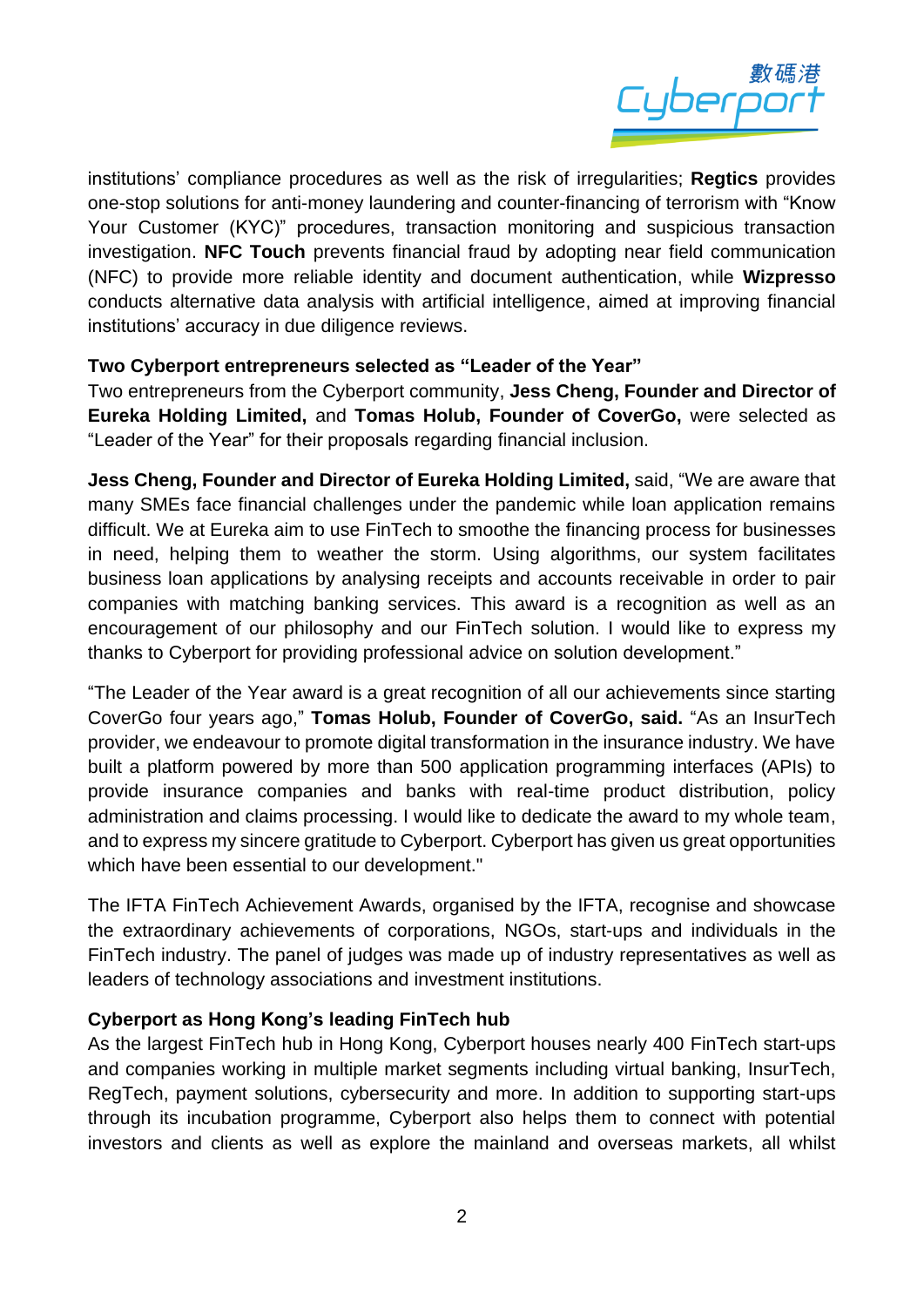institutions' compliance procedures as well as the risk of irregularities; **Regtics** provides one-stop solutions for anti-money laundering and counter-financing of terrorism with "Know Your Customer (KYC)" procedures, transaction monitoring and suspicious transaction investigation. **NFC Touch** prevents financial fraud by adopting near field communication (NFC) to provide more reliable identity and document authentication, while **Wizpresso** conducts alternative data analysis with artificial intelligence, aimed at improving financial institutions' accuracy in due diligence reviews.

**Two Cyberport entrepreneurs selected as "Leader of the Year"**

Two entrepreneurs from the Cyberport community, **Jess Cheng, Founder and Director of Eureka Holding Limited,** and **Tomas Holub, Founder of CoverGo,** were selected as "Leader of the Year" for their proposals regarding financial inclusion.

**Jess Cheng, Founder and Director of Eureka Holding Limited,** said, "We are aware that many SMEs face financial challenges under the pandemic while loan application remains difficult. We at Eureka aim to use FinTech to smoothe the financing process for businesses in need, helping them to weather the storm. Using algorithms, our system facilitates business loan applications by analysing receipts and accounts receivable in order to pair companies with matching banking services. This award is a recognition as well as an encouragement of our philosophy and our FinTech solution. I would like to express my thanks to Cyberport for providing professional advice on solution development."

"The Leader of the Year award is a great recognition of all our achievements since starting CoverGo four years ago," **Tomas Holub, Founder of CoverGo, said.** "As an InsurTech provider, we endeavour to promote digital transformation in the insurance industry. We have built a platform powered by more than 500 application programming interfaces (APIs) to provide insurance companies and banks with real-time product distribution, policy administration and claims processing. I would like to dedicate the award to my whole team, and to express my sincere gratitude to Cyberport. Cyberport has given us great opportunities which have been essential to our development."

The IFTA FinTech Achievement Awards, organised by the IFTA, recognise and showcase the extraordinary achievements of corporations, NGOs, start-ups and individuals in the FinTech industry. The panel of judges was made up of industry representatives as well as leaders of technology associations and investment institutions.

**Cyberport as Hong Kong's leading FinTech hub**

As the largest FinTech hub in Hong Kong, Cyberport houses nearly 400 FinTech start-ups and companies working in multiple market segments including virtual banking, InsurTech, RegTech, payment solutions, cybersecurity and more. In addition to supporting start-ups through its incubation programme, Cyberport also helps them to connect with potential investors and clients as well as explore the mainland and overseas markets, all whilst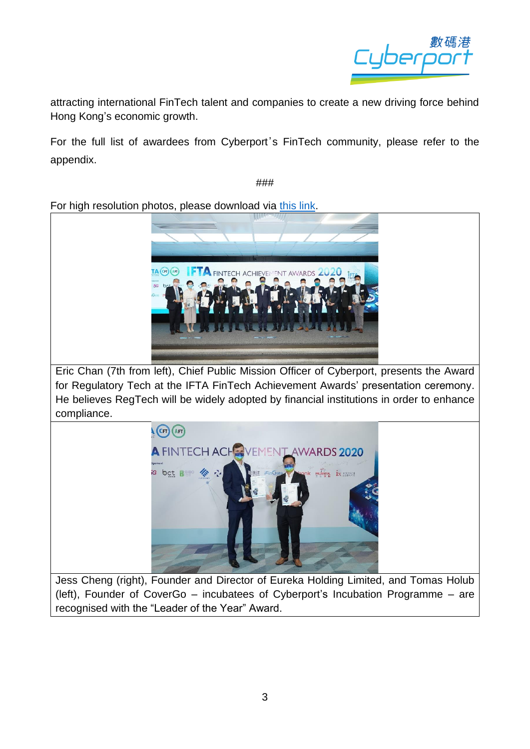attracting international FinTech talent and companies to create a new driving force behind Hong Kong's economic growth.

For the full list of awardees from Cyberport's FinTech community, please refer to the appendix.

###

For high resolution photos, please download via this link.

| |
|---|
| |
| Eric Chan (7th from left), Chief Public Mission Officer of Cyberport, presents the Award for Regulatory Tech at the IFTA FinTech Achievement Awards' presentation ceremony. He believes RegTech will be widely adopted by financial institutions in order to enhance compliance. |
| |
| Jess Cheng (right), Founder and Director of Eureka Holding Limited, and Tomas Holub (left), Founder of CoverGo – incubatees of Cyberport's Incubation Programme – are recognised with the "Leader of the Year" Award. |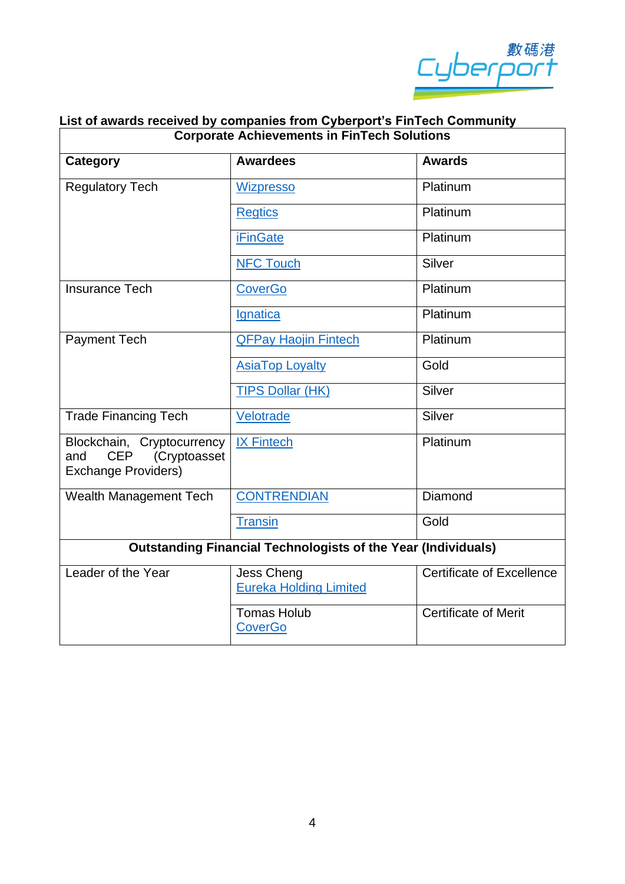**List of awards received by companies from Cyberport's FinTech Community**

| Corporate Achievements in FinTech Solutions | | |
|---|---|---|
| **Category** | **Awardees** | **Awards** |
| Regulatory Tech | Wizpresso | Platinum |
| | Regtics | Platinum |
| | iFinGate | Platinum |
| | NFC Touch | Silver |
| Insurance Tech | CoverGo | Platinum |
| | Ignatica | Platinum |
| Payment Tech | QFPay Haojin Fintech | Platinum |
| | AsiaTop Loyalty | Gold |
| | TIPS Dollar (HK) | Silver |
| Trade Financing Tech | Velotrade | Silver |
| Blockchain, Cryptocurrency and CEP (Cryptoasset Exchange Providers) | IX Fintech | Platinum |
| Wealth Management Tech | CONTRENDIAN | Diamond |
| | Transin | Gold |
| **Outstanding Financial Technologists of the Year (Individuals)** | | |
| Leader of the Year | Jess Cheng<br>Eureka Holding Limited | Certificate of Excellence |
| | Tomas Holub<br>CoverGo | Certificate of Merit |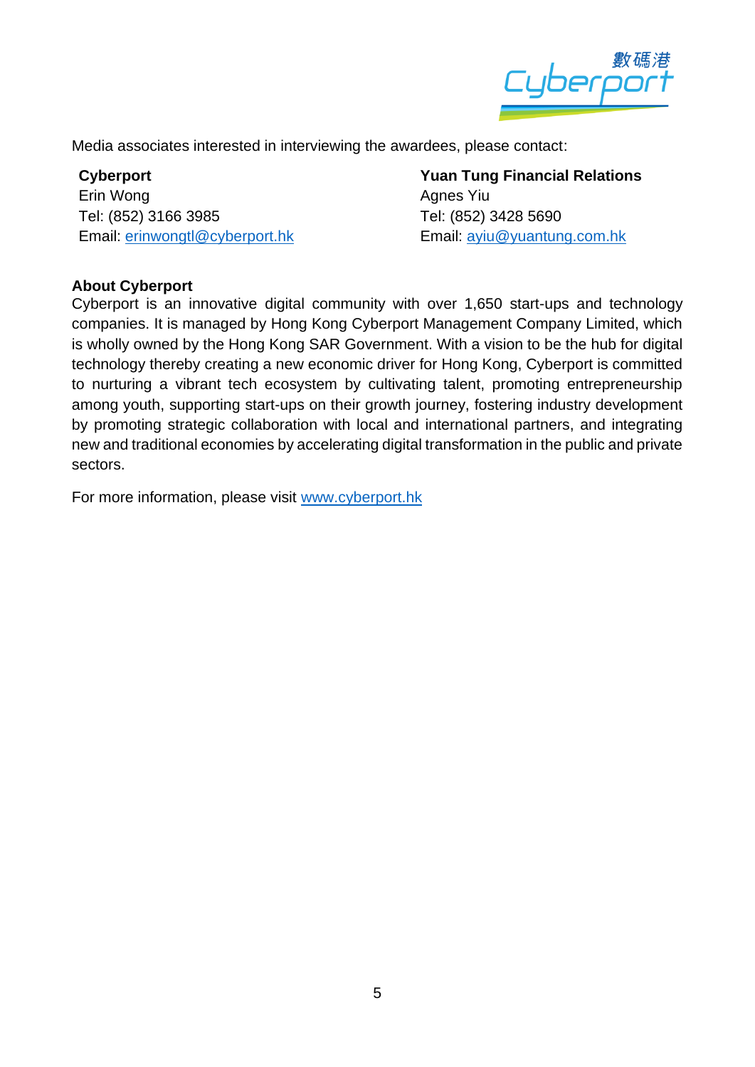Media associates interested in interviewing the awardees, please contact:

**Cyberport**
Erin Wong
Tel: (852) 3166 3985
Email: erinwongtl@cyberport.hk

**Yuan Tung Financial Relations**
Agnes Yiu
Tel: (852) 3428 5690
Email: ayiu@yuantung.com.hk

**About Cyberport**

Cyberport is an innovative digital community with over 1,650 start-ups and technology companies. It is managed by Hong Kong Cyberport Management Company Limited, which is wholly owned by the Hong Kong SAR Government. With a vision to be the hub for digital technology thereby creating a new economic driver for Hong Kong, Cyberport is committed to nurturing a vibrant tech ecosystem by cultivating talent, promoting entrepreneurship among youth, supporting start-ups on their growth journey, fostering industry development by promoting strategic collaboration with local and international partners, and integrating new and traditional economies by accelerating digital transformation in the public and private sectors.

For more information, please visit www.cyberport.hk